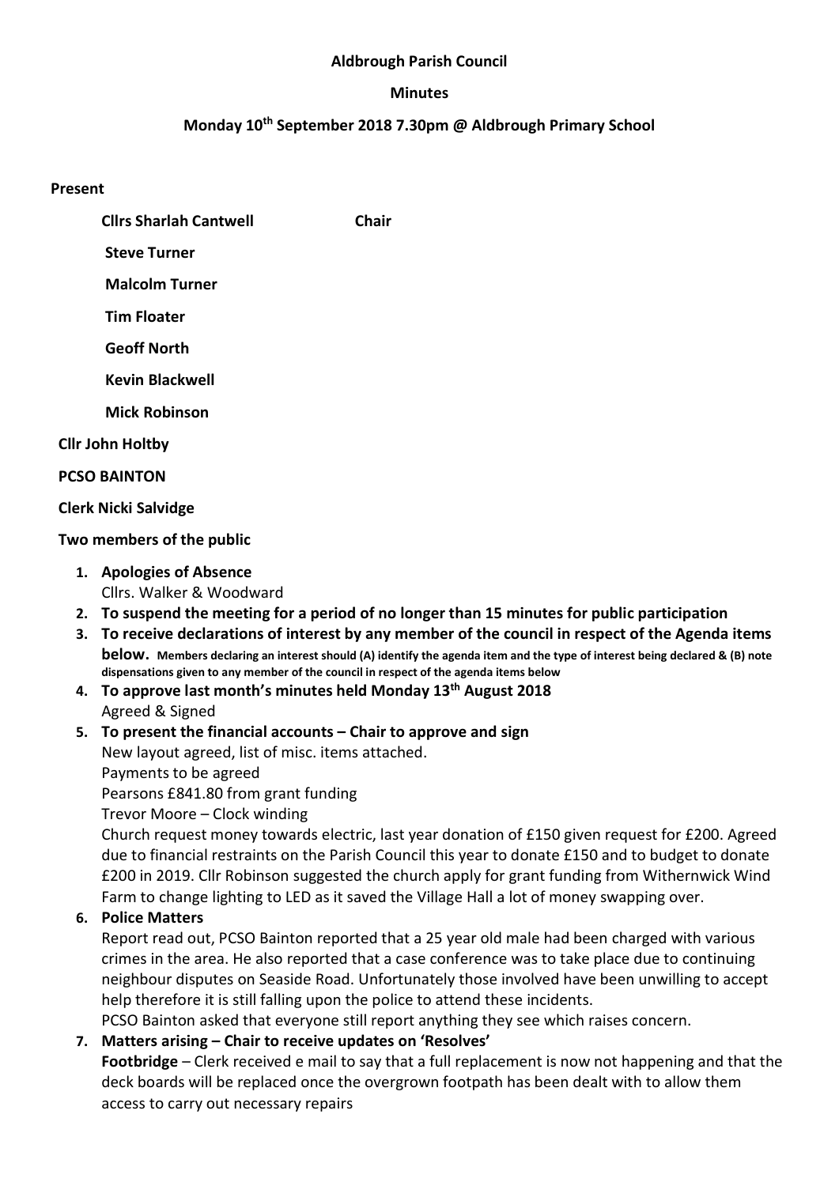**Aldbrough Parish Council**

**Minutes**

**Monday 10th September 2018 7.30pm @ Aldbrough Primary School**

**Present**

**Cllrs Sharlah Cantwell** **Chair**

**Steve Turner**

**Malcolm Turner**

**Tim Floater**

**Geoff North**

**Kevin Blackwell**

**Mick Robinson**

**Cllr John Holtby**

**PCSO BAINTON**

**Clerk Nicki Salvidge**

**Two members of the public**

1. **Apologies of Absence**
   Cllrs. Walker & Woodward
2. **To suspend the meeting for a period of no longer than 15 minutes for public participation**
3. **To receive declarations of interest by any member of the council in respect of the Agenda items below. Members declaring an interest should (A) identify the agenda item and the type of interest being declared & (B) note dispensations given to any member of the council in respect of the agenda items below**
4. **To approve last month's minutes held Monday 13th August 2018**
   Agreed & Signed
5. **To present the financial accounts – Chair to approve and sign**
   New layout agreed, list of misc. items attached.
   Payments to be agreed
   Pearsons £841.80 from grant funding
   Trevor Moore – Clock winding
   Church request money towards electric, last year donation of £150 given request for £200. Agreed due to financial restraints on the Parish Council this year to donate £150 and to budget to donate £200 in 2019. Cllr Robinson suggested the church apply for grant funding from Withernwick Wind Farm to change lighting to LED as it saved the Village Hall a lot of money swapping over.
6. **Police Matters**
   Report read out, PCSO Bainton reported that a 25 year old male had been charged with various crimes in the area. He also reported that a case conference was to take place due to continuing neighbour disputes on Seaside Road. Unfortunately those involved have been unwilling to accept help therefore it is still falling upon the police to attend these incidents.
   PCSO Bainton asked that everyone still report anything they see which raises concern.
7. **Matters arising – Chair to receive updates on 'Resolves'**
   **Footbridge** – Clerk received e mail to say that a full replacement is now not happening and that the deck boards will be replaced once the overgrown footpath has been dealt with to allow them access to carry out necessary repairs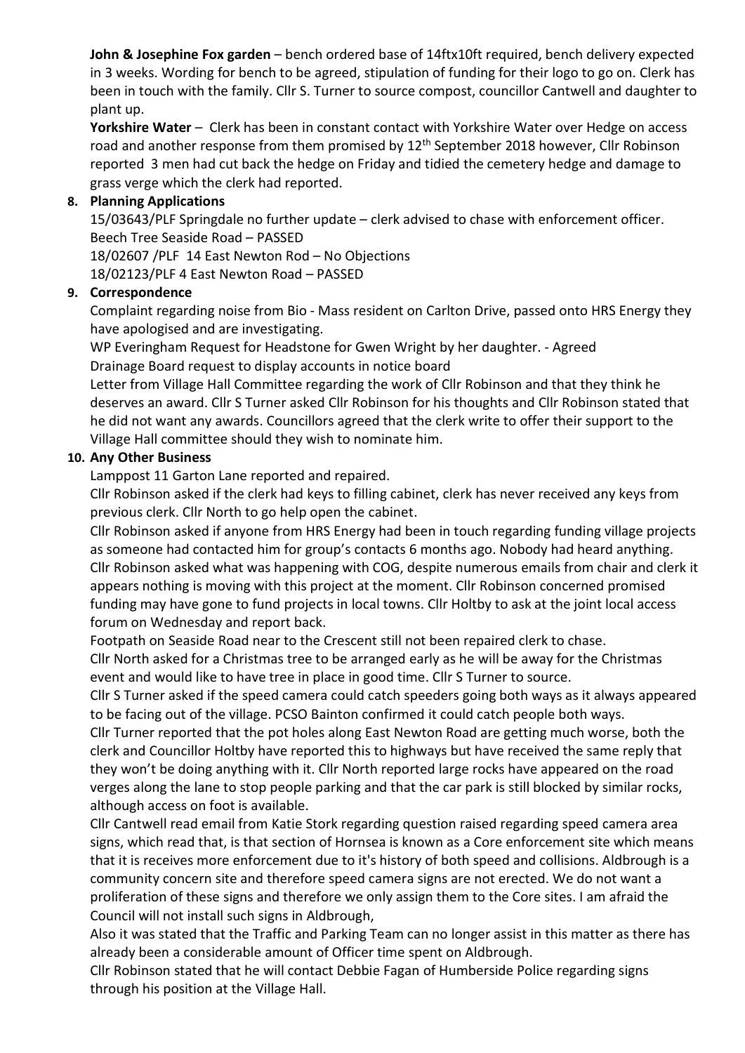**John & Josephine Fox garden** – bench ordered base of 14ftx10ft required, bench delivery expected in 3 weeks. Wording for bench to be agreed, stipulation of funding for their logo to go on. Clerk has been in touch with the family. Cllr S. Turner to source compost, councillor Cantwell and daughter to plant up.

**Yorkshire Water** – Clerk has been in constant contact with Yorkshire Water over Hedge on access road and another response from them promised by 12th September 2018 however, Cllr Robinson reported 3 men had cut back the hedge on Friday and tidied the cemetery hedge and damage to grass verge which the clerk had reported.

**8. Planning Applications**

15/03643/PLF Springdale no further update – clerk advised to chase with enforcement officer.
Beech Tree Seaside Road – PASSED
18/02607 /PLF 14 East Newton Rod – No Objections
18/02123/PLF 4 East Newton Road – PASSED

**9. Correspondence**

Complaint regarding noise from Bio - Mass resident on Carlton Drive, passed onto HRS Energy they have apologised and are investigating.

WP Everingham Request for Headstone for Gwen Wright by her daughter. - Agreed

Drainage Board request to display accounts in notice board

Letter from Village Hall Committee regarding the work of Cllr Robinson and that they think he deserves an award. Cllr S Turner asked Cllr Robinson for his thoughts and Cllr Robinson stated that he did not want any awards. Councillors agreed that the clerk write to offer their support to the Village Hall committee should they wish to nominate him.

**10. Any Other Business**

Lamppost 11 Garton Lane reported and repaired.

Cllr Robinson asked if the clerk had keys to filling cabinet, clerk has never received any keys from previous clerk. Cllr North to go help open the cabinet.

Cllr Robinson asked if anyone from HRS Energy had been in touch regarding funding village projects as someone had contacted him for group's contacts 6 months ago. Nobody had heard anything.

Cllr Robinson asked what was happening with COG, despite numerous emails from chair and clerk it appears nothing is moving with this project at the moment. Cllr Robinson concerned promised funding may have gone to fund projects in local towns. Cllr Holtby to ask at the joint local access forum on Wednesday and report back.

Footpath on Seaside Road near to the Crescent still not been repaired clerk to chase.

Cllr North asked for a Christmas tree to be arranged early as he will be away for the Christmas event and would like to have tree in place in good time. Cllr S Turner to source.

Cllr S Turner asked if the speed camera could catch speeders going both ways as it always appeared to be facing out of the village. PCSO Bainton confirmed it could catch people both ways.

Cllr Turner reported that the pot holes along East Newton Road are getting much worse, both the clerk and Councillor Holtby have reported this to highways but have received the same reply that they won't be doing anything with it. Cllr North reported large rocks have appeared on the road verges along the lane to stop people parking and that the car park is still blocked by similar rocks, although access on foot is available.

Cllr Cantwell read email from Katie Stork regarding question raised regarding speed camera area signs, which read that, is that section of Hornsea is known as a Core enforcement site which means that it is receives more enforcement due to it's history of both speed and collisions. Aldbrough is a community concern site and therefore speed camera signs are not erected. We do not want a proliferation of these signs and therefore we only assign them to the Core sites. I am afraid the Council will not install such signs in Aldbrough,

Also it was stated that the Traffic and Parking Team can no longer assist in this matter as there has already been a considerable amount of Officer time spent on Aldbrough.

Cllr Robinson stated that he will contact Debbie Fagan of Humberside Police regarding signs through his position at the Village Hall.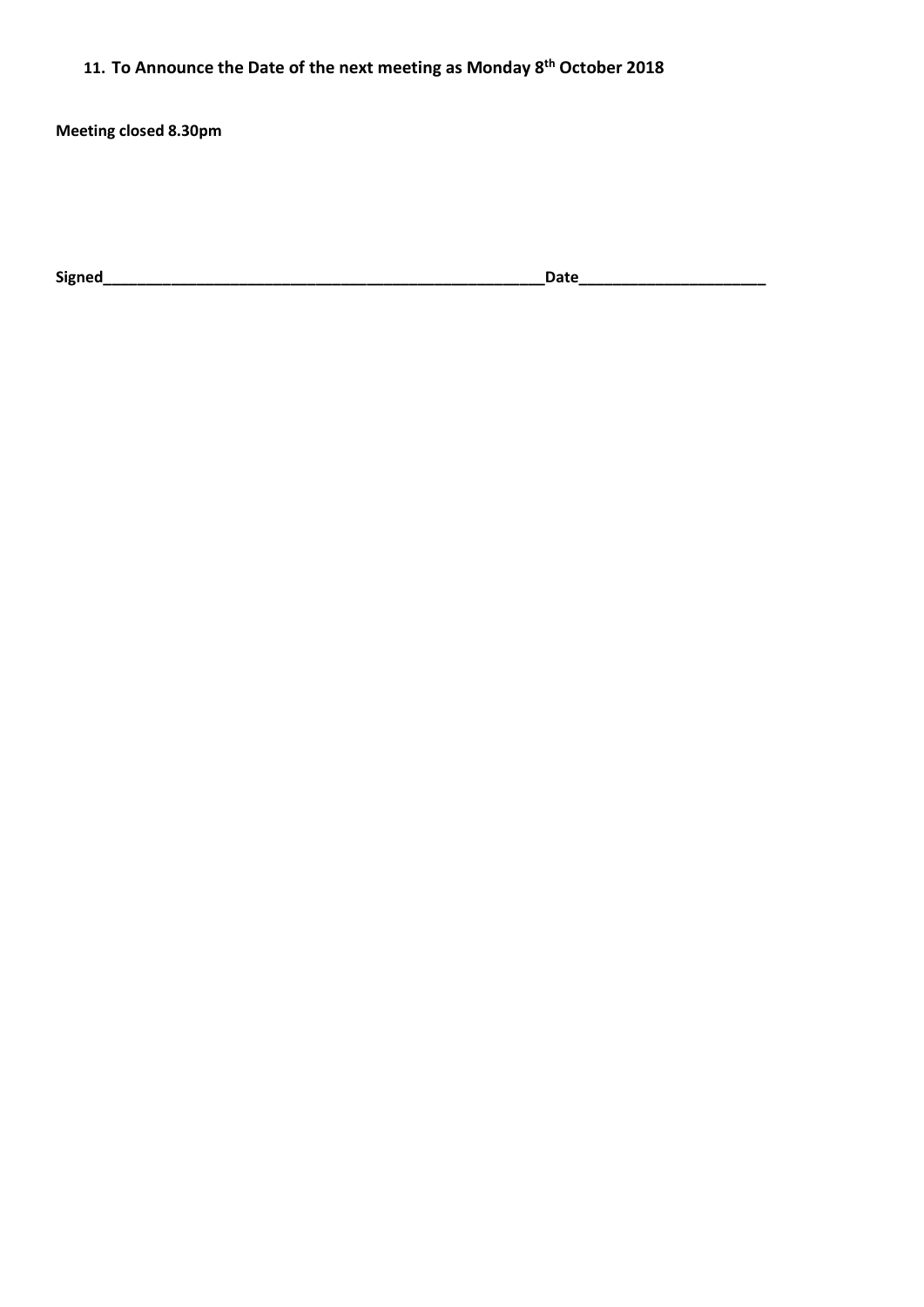**11. To Announce the Date of the next meeting as Monday 8th October 2018**

**Meeting closed 8.30pm**

**Signed______________________________________________________Date_______________________**